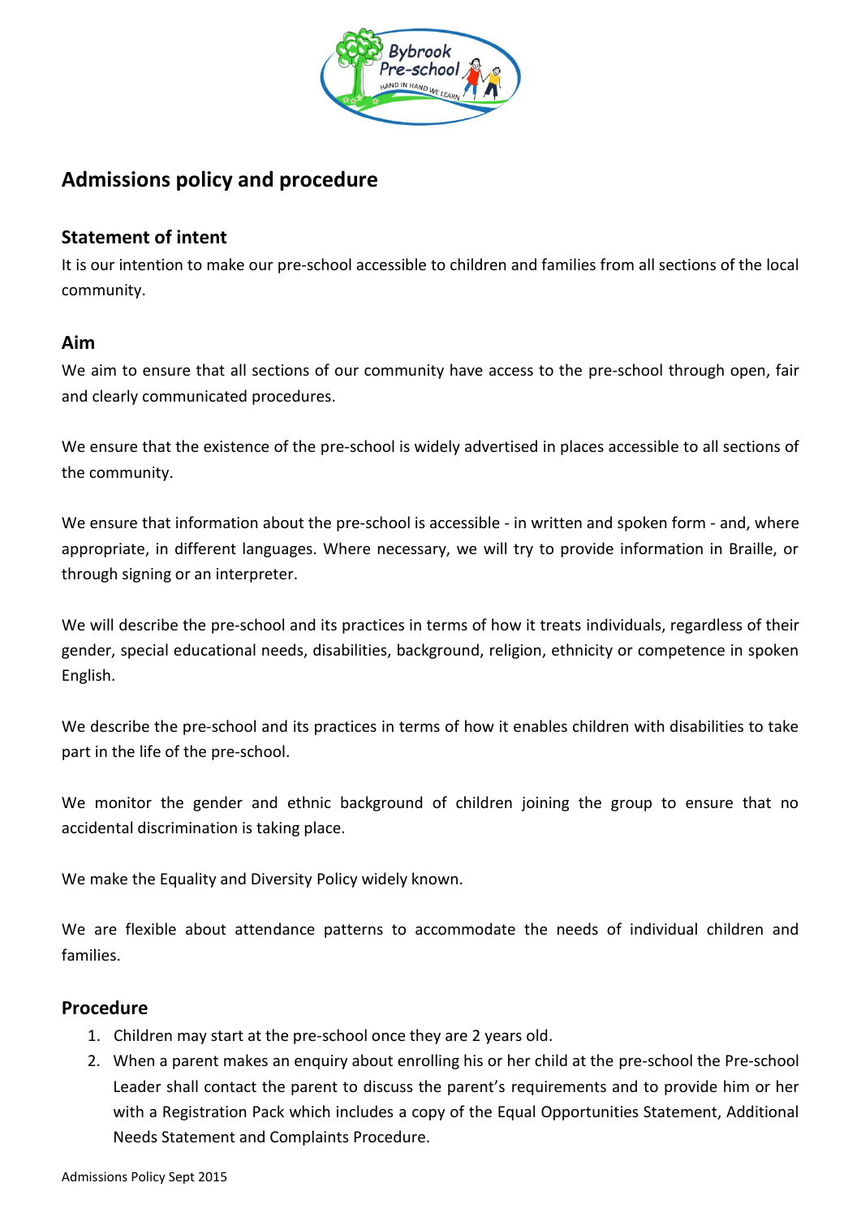# Admissions policy and procedure

## Statement of intent

It is our intention to make our pre-school accessible to children and families from all sections of the local community.

## Aim

We aim to ensure that all sections of our community have access to the pre-school through open, fair and clearly communicated procedures.

We ensure that the existence of the pre-school is widely advertised in places accessible to all sections of the community.

We ensure that information about the pre-school is accessible - in written and spoken form - and, where appropriate, in different languages. Where necessary, we will try to provide information in Braille, or through signing or an interpreter.

We will describe the pre-school and its practices in terms of how it treats individuals, regardless of their gender, special educational needs, disabilities, background, religion, ethnicity or competence in spoken English.

We describe the pre-school and its practices in terms of how it enables children with disabilities to take part in the life of the pre-school.

We monitor the gender and ethnic background of children joining the group to ensure that no accidental discrimination is taking place.

We make the Equality and Diversity Policy widely known.

We are flexible about attendance patterns to accommodate the needs of individual children and families.

## Procedure

1. Children may start at the pre-school once they are 2 years old.
2. When a parent makes an enquiry about enrolling his or her child at the pre-school the Pre-school Leader shall contact the parent to discuss the parent's requirements and to provide him or her with a Registration Pack which includes a copy of the Equal Opportunities Statement, Additional Needs Statement and Complaints Procedure.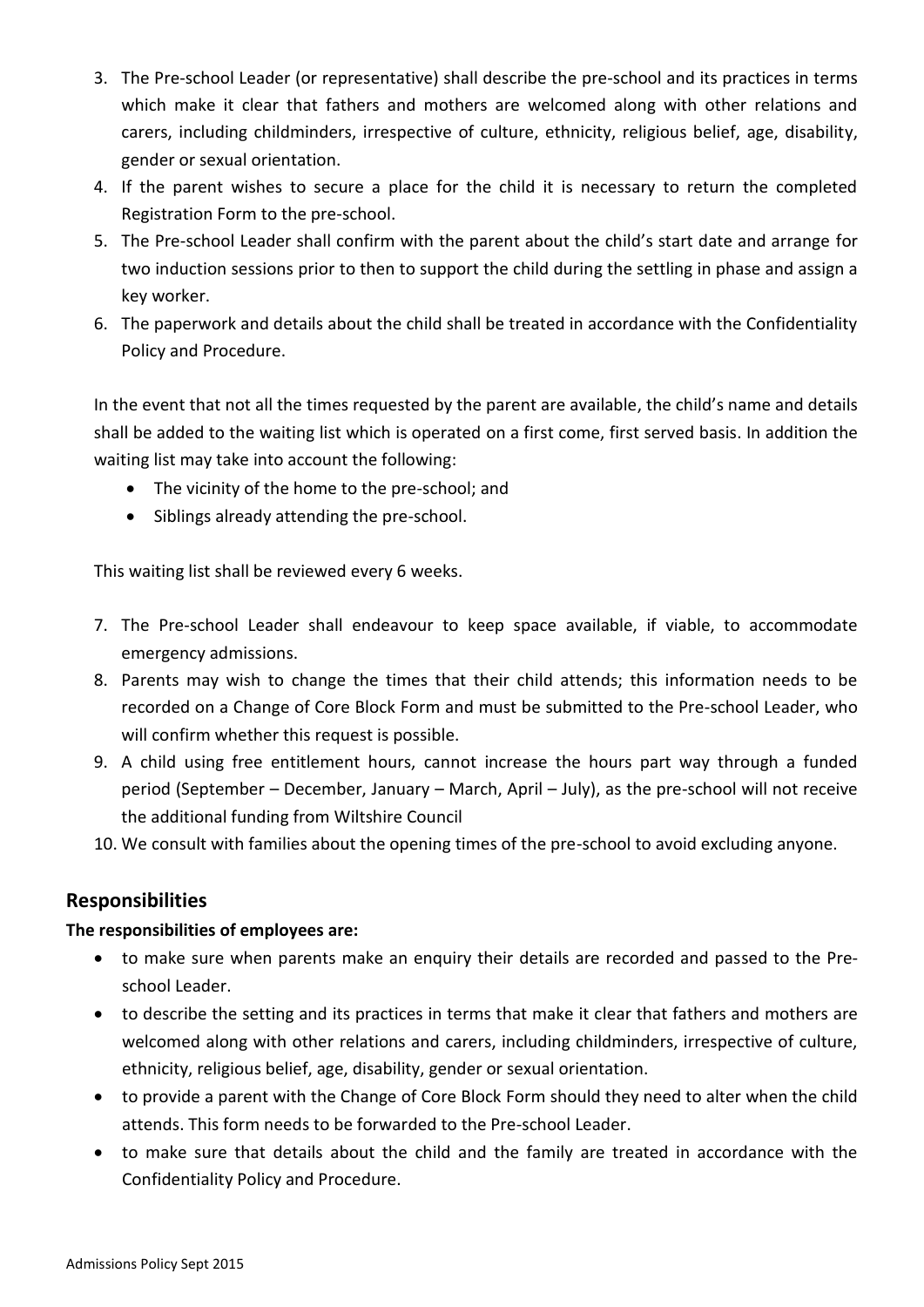3. The Pre-school Leader (or representative) shall describe the pre-school and its practices in terms which make it clear that fathers and mothers are welcomed along with other relations and carers, including childminders, irrespective of culture, ethnicity, religious belief, age, disability, gender or sexual orientation.
4. If the parent wishes to secure a place for the child it is necessary to return the completed Registration Form to the pre-school.
5. The Pre-school Leader shall confirm with the parent about the child's start date and arrange for two induction sessions prior to then to support the child during the settling in phase and assign a key worker.
6. The paperwork and details about the child shall be treated in accordance with the Confidentiality Policy and Procedure.

In the event that not all the times requested by the parent are available, the child's name and details shall be added to the waiting list which is operated on a first come, first served basis. In addition the waiting list may take into account the following:

- The vicinity of the home to the pre-school; and
- Siblings already attending the pre-school.

This waiting list shall be reviewed every 6 weeks.

7. The Pre-school Leader shall endeavour to keep space available, if viable, to accommodate emergency admissions.
8. Parents may wish to change the times that their child attends; this information needs to be recorded on a Change of Core Block Form and must be submitted to the Pre-school Leader, who will confirm whether this request is possible.
9. A child using free entitlement hours, cannot increase the hours part way through a funded period (September – December, January – March, April – July), as the pre-school will not receive the additional funding from Wiltshire Council
10. We consult with families about the opening times of the pre-school to avoid excluding anyone.

## Responsibilities

**The responsibilities of employees are:**

- to make sure when parents make an enquiry their details are recorded and passed to the Pre-school Leader.
- to describe the setting and its practices in terms that make it clear that fathers and mothers are welcomed along with other relations and carers, including childminders, irrespective of culture, ethnicity, religious belief, age, disability, gender or sexual orientation.
- to provide a parent with the Change of Core Block Form should they need to alter when the child attends. This form needs to be forwarded to the Pre-school Leader.
- to make sure that details about the child and the family are treated in accordance with the Confidentiality Policy and Procedure.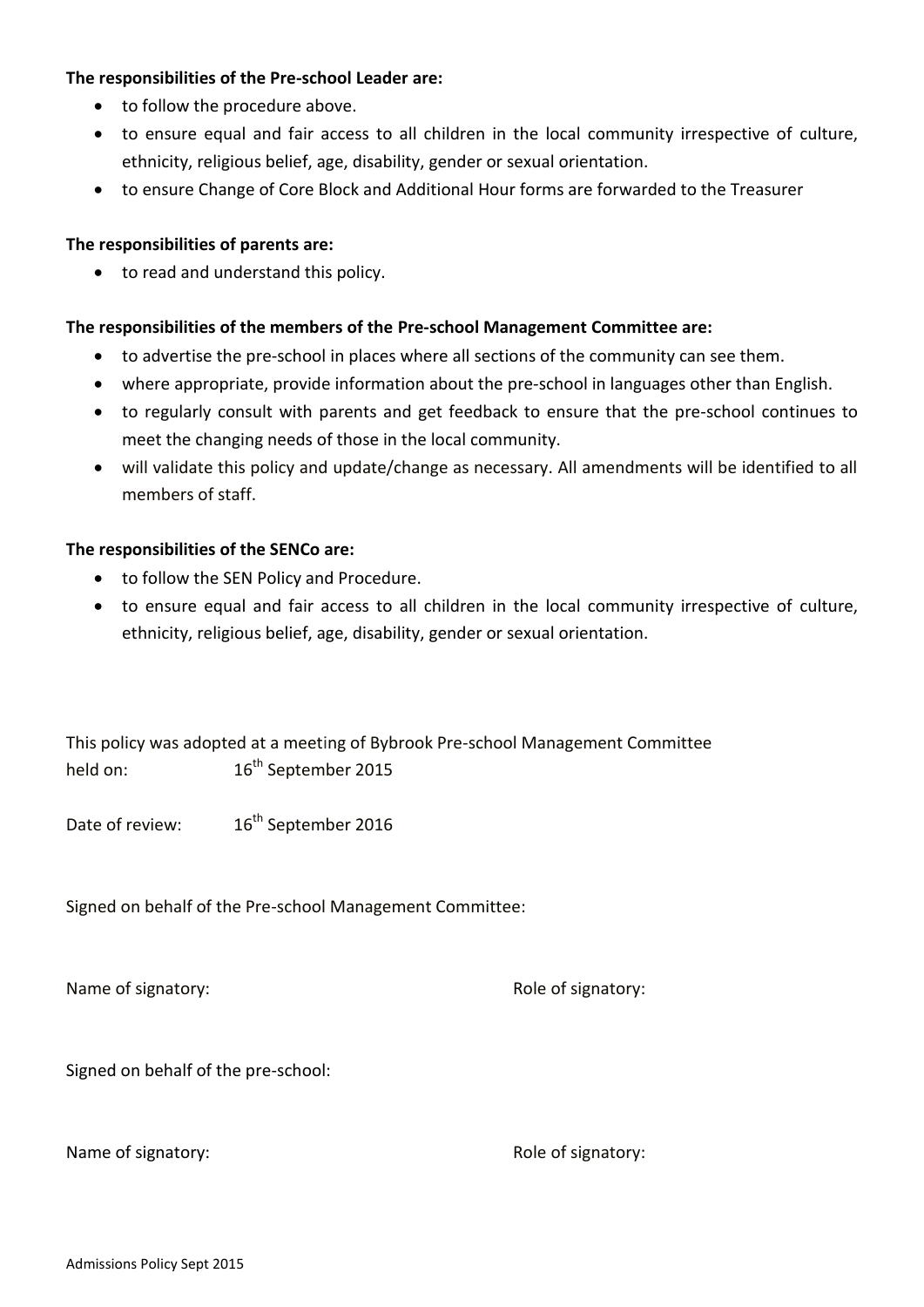**The responsibilities of the Pre-school Leader are:**

- to follow the procedure above.
- to ensure equal and fair access to all children in the local community irrespective of culture, ethnicity, religious belief, age, disability, gender or sexual orientation.
- to ensure Change of Core Block and Additional Hour forms are forwarded to the Treasurer

**The responsibilities of parents are:**

- to read and understand this policy.

**The responsibilities of the members of the Pre-school Management Committee are:**

- to advertise the pre-school in places where all sections of the community can see them.
- where appropriate, provide information about the pre-school in languages other than English.
- to regularly consult with parents and get feedback to ensure that the pre-school continues to meet the changing needs of those in the local community.
- will validate this policy and update/change as necessary. All amendments will be identified to all members of staff.

**The responsibilities of the SENCo are:**

- to follow the SEN Policy and Procedure.
- to ensure equal and fair access to all children in the local community irrespective of culture, ethnicity, religious belief, age, disability, gender or sexual orientation.

This policy was adopted at a meeting of Bybrook Pre-school Management Committee held on: 16th September 2015

Date of review: 16th September 2016

Signed on behalf of the Pre-school Management Committee:

Name of signatory: Role of signatory:

Signed on behalf of the pre-school:

Name of signatory: Role of signatory: